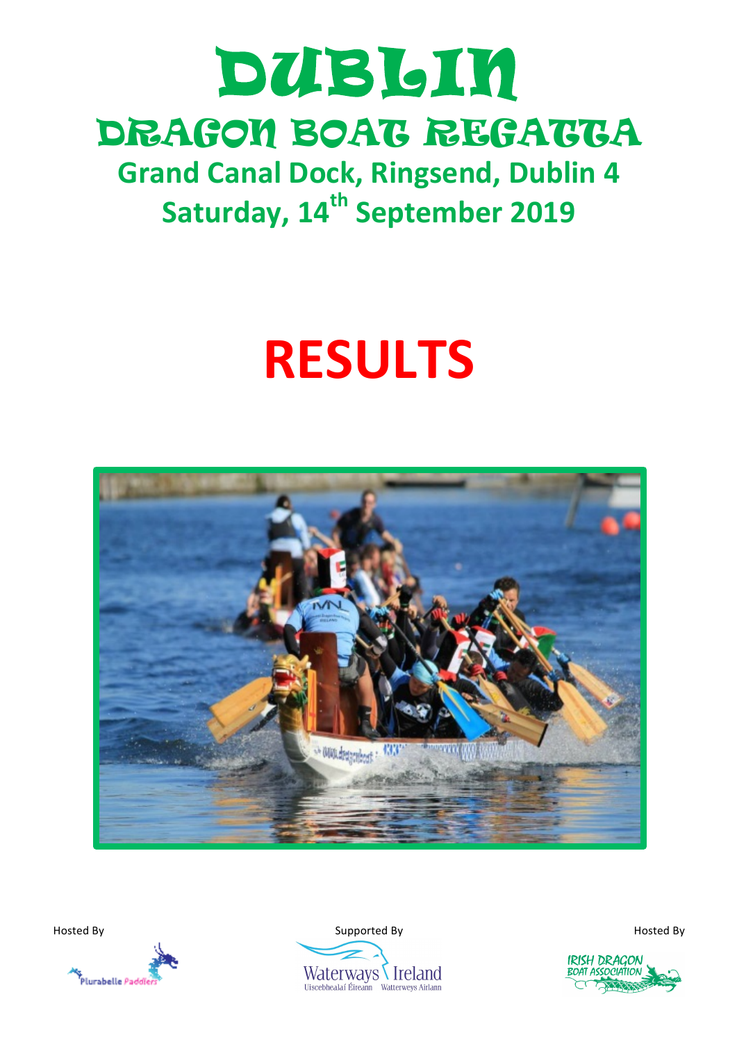# DUBLIN

## DRAGON BOAT REGATTA

## Grand Canal Dock, Ringsend, Dublin 4

## Saturday, 14th September 2019

# RESULTS

Hosted By

Supported By

Hosted By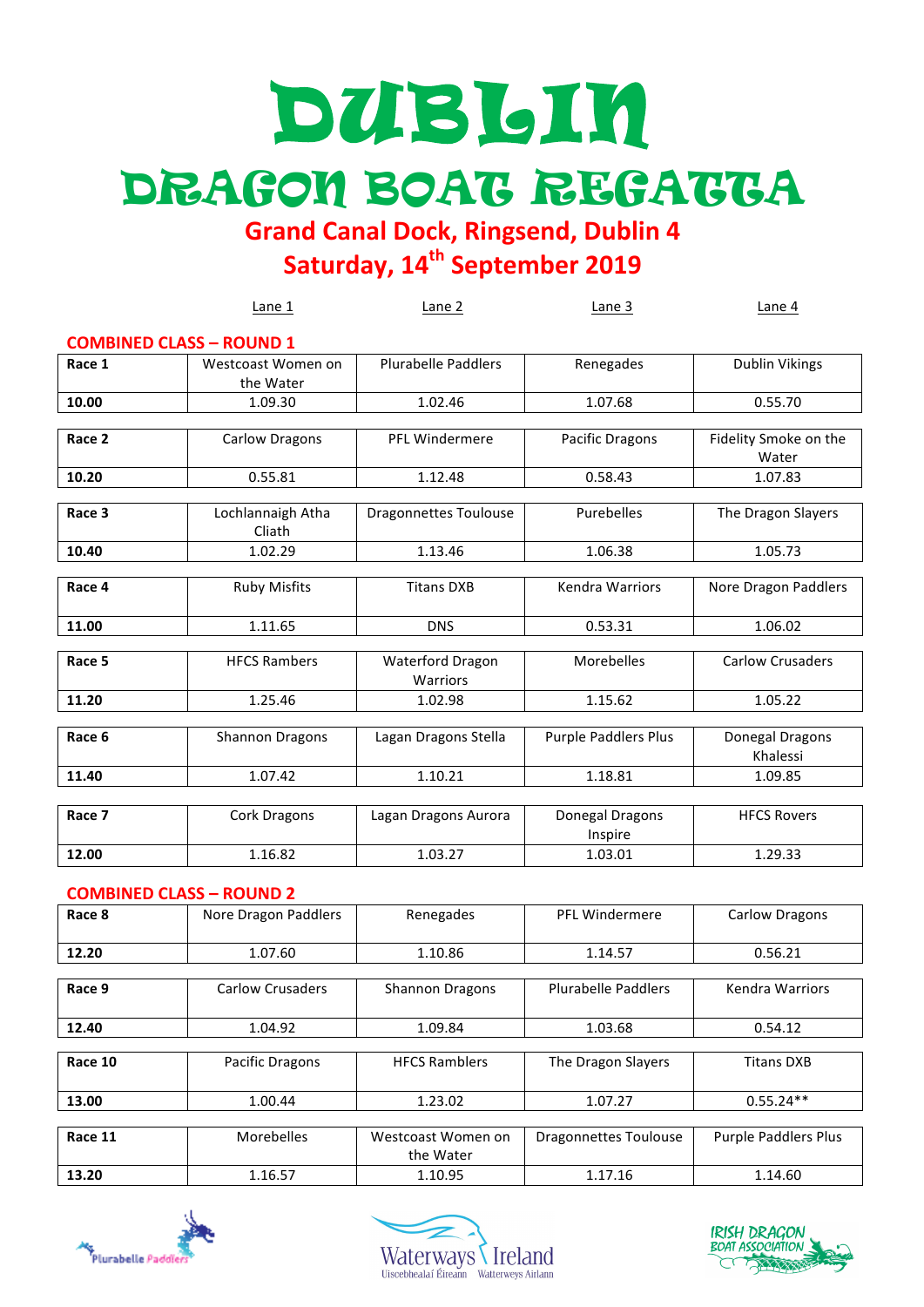# DUBLIN

# DRAGON BOAT REGATTA

## Grand Canal Dock, Ringsend, Dublin 4

## Saturday, 14th September 2019

### COMBINED CLASS – ROUND 1

| | Lane 1 | Lane 2 | Lane 3 | Lane 4 |
|---|---|---|---|---|
| **Race 1** | Westcoast Women on the Water | Plurabelle Paddlers | Renegades | Dublin Vikings |
| **10.00** | 1.09.30 | 1.02.46 | 1.07.68 | 0.55.70 |
| **Race 2** | Carlow Dragons | PFL Windermere | Pacific Dragons | Fidelity Smoke on the Water |
| **10.20** | 0.55.81 | 1.12.48 | 0.58.43 | 1.07.83 |
| **Race 3** | Lochlannaigh Atha Cliath | Dragonnettes Toulouse | Purebelles | The Dragon Slayers |
| **10.40** | 1.02.29 | 1.13.46 | 1.06.38 | 1.05.73 |
| **Race 4** | Ruby Misfits | Titans DXB | Kendra Warriors | Nore Dragon Paddlers |
| **11.00** | 1.11.65 | DNS | 0.53.31 | 1.06.02 |
| **Race 5** | HFCS Rambers | Waterford Dragon Warriors | Morebelles | Carlow Crusaders |
| **11.20** | 1.25.46 | 1.02.98 | 1.15.62 | 1.05.22 |
| **Race 6** | Shannon Dragons | Lagan Dragons Stella | Purple Paddlers Plus | Donegal Dragons Khalessi |
| **11.40** | 1.07.42 | 1.10.21 | 1.18.81 | 1.09.85 |
| **Race 7** | Cork Dragons | Lagan Dragons Aurora | Donegal Dragons Inspire | HFCS Rovers |
| **12.00** | 1.16.82 | 1.03.27 | 1.03.01 | 1.29.33 |

### COMBINED CLASS – ROUND 2

| | Lane 1 | Lane 2 | Lane 3 | Lane 4 |
|---|---|---|---|---|
| **Race 8** | Nore Dragon Paddlers | Renegades | PFL Windermere | Carlow Dragons |
| **12.20** | 1.07.60 | 1.10.86 | 1.14.57 | 0.56.21 |
| **Race 9** | Carlow Crusaders | Shannon Dragons | Plurabelle Paddlers | Kendra Warriors |
| **12.40** | 1.04.92 | 1.09.84 | 1.03.68 | 0.54.12 |
| **Race 10** | Pacific Dragons | HFCS Ramblers | The Dragon Slayers | Titans DXB |
| **13.00** | 1.00.44 | 1.23.02 | 1.07.27 | 0.55.24** |
| **Race 11** | Morebelles | Westcoast Women on the Water | Dragonnettes Toulouse | Purple Paddlers Plus |
| **13.20** | 1.16.57 | 1.10.95 | 1.17.16 | 1.14.60 |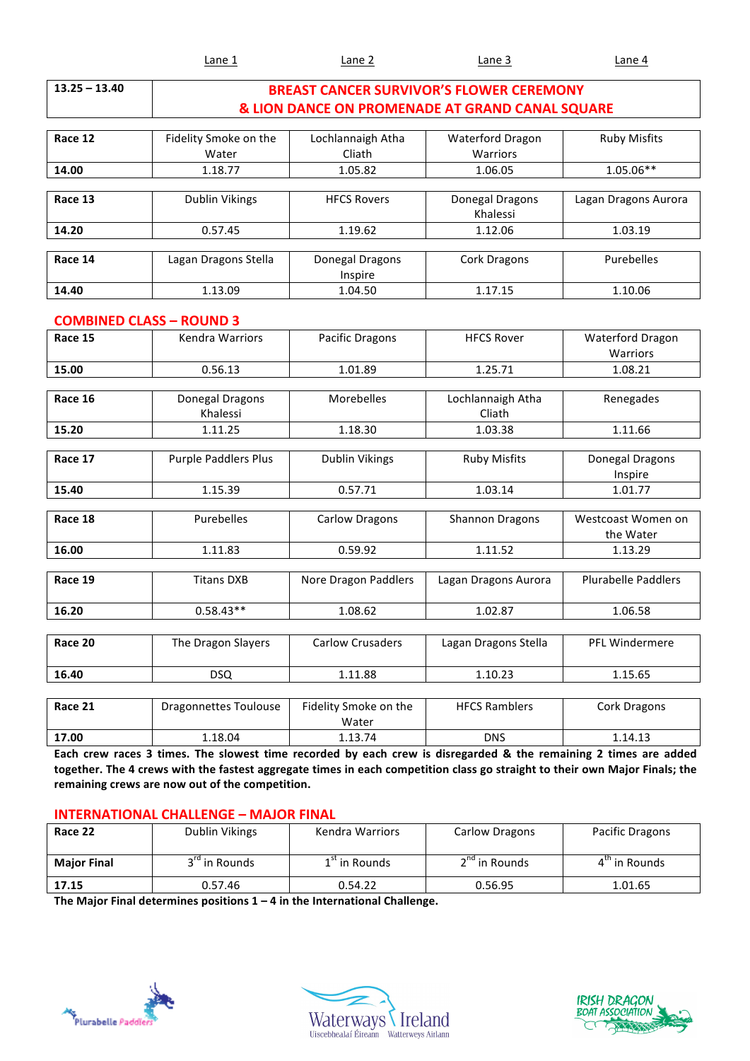| | Lane 1 | Lane 2 | Lane 3 | Lane 4 |
|---|---|---|---|---|
| **13.25 – 13.40** | **BREAST CANCER SURVIVOR'S FLOWER CEREMONY & LION DANCE ON PROMENADE AT GRAND CANAL SQUARE** | | | |

| **Race 12** | Fidelity Smoke on the Water | Lochlannaigh Atha Cliath | Waterford Dragon Warriors | Ruby Misfits |
|---|---|---|---|---|
| **14.00** | 1.18.77 | 1.05.82 | 1.06.05 | 1.05.06** |

| **Race 13** | Dublin Vikings | HFCS Rovers | Donegal Dragons Khalessi | Lagan Dragons Aurora |
|---|---|---|---|---|
| **14.20** | 0.57.45 | 1.19.62 | 1.12.06 | 1.03.19 |

| **Race 14** | Lagan Dragons Stella | Donegal Dragons Inspire | Cork Dragons | Purebelles |
|---|---|---|---|---|
| **14.40** | 1.13.09 | 1.04.50 | 1.17.15 | 1.10.06 |

## COMBINED CLASS – ROUND 3

| **Race 15** | Kendra Warriors | Pacific Dragons | HFCS Rover | Waterford Dragon Warriors |
|---|---|---|---|---|
| **15.00** | 0.56.13 | 1.01.89 | 1.25.71 | 1.08.21 |

| **Race 16** | Donegal Dragons Khalessi | Morebelles | Lochlannaigh Atha Cliath | Renegades |
|---|---|---|---|---|
| **15.20** | 1.11.25 | 1.18.30 | 1.03.38 | 1.11.66 |

| **Race 17** | Purple Paddlers Plus | Dublin Vikings | Ruby Misfits | Donegal Dragons Inspire |
|---|---|---|---|---|
| **15.40** | 1.15.39 | 0.57.71 | 1.03.14 | 1.01.77 |

| **Race 18** | Purebelles | Carlow Dragons | Shannon Dragons | Westcoast Women on the Water |
|---|---|---|---|---|
| **16.00** | 1.11.83 | 0.59.92 | 1.11.52 | 1.13.29 |

| **Race 19** | Titans DXB | Nore Dragon Paddlers | Lagan Dragons Aurora | Plurabelle Paddlers |
|---|---|---|---|---|
| **16.20** | 0.58.43** | 1.08.62 | 1.02.87 | 1.06.58 |

| **Race 20** | The Dragon Slayers | Carlow Crusaders | Lagan Dragons Stella | PFL Windermere |
|---|---|---|---|---|
| **16.40** | DSQ | 1.11.88 | 1.10.23 | 1.15.65 |

| **Race 21** | Dragonnettes Toulouse | Fidelity Smoke on the Water | HFCS Ramblers | Cork Dragons |
|---|---|---|---|---|
| **17.00** | 1.18.04 | 1.13.74 | DNS | 1.14.13 |

**Each crew races 3 times. The slowest time recorded by each crew is disregarded & the remaining 2 times are added together. The 4 crews with the fastest aggregate times in each competition class go straight to their own Major Finals; the remaining crews are now out of the competition.**

## INTERNATIONAL CHALLENGE – MAJOR FINAL

| **Race 22** | Dublin Vikings | Kendra Warriors | Carlow Dragons | Pacific Dragons |
|---|---|---|---|---|
| **Major Final** | 3rd in Rounds | 1st in Rounds | 2nd in Rounds | 4th in Rounds |
| **17.15** | 0.57.46 | 0.54.22 | 0.56.95 | 1.01.65 |

**The Major Final determines positions 1 – 4 in the International Challenge.**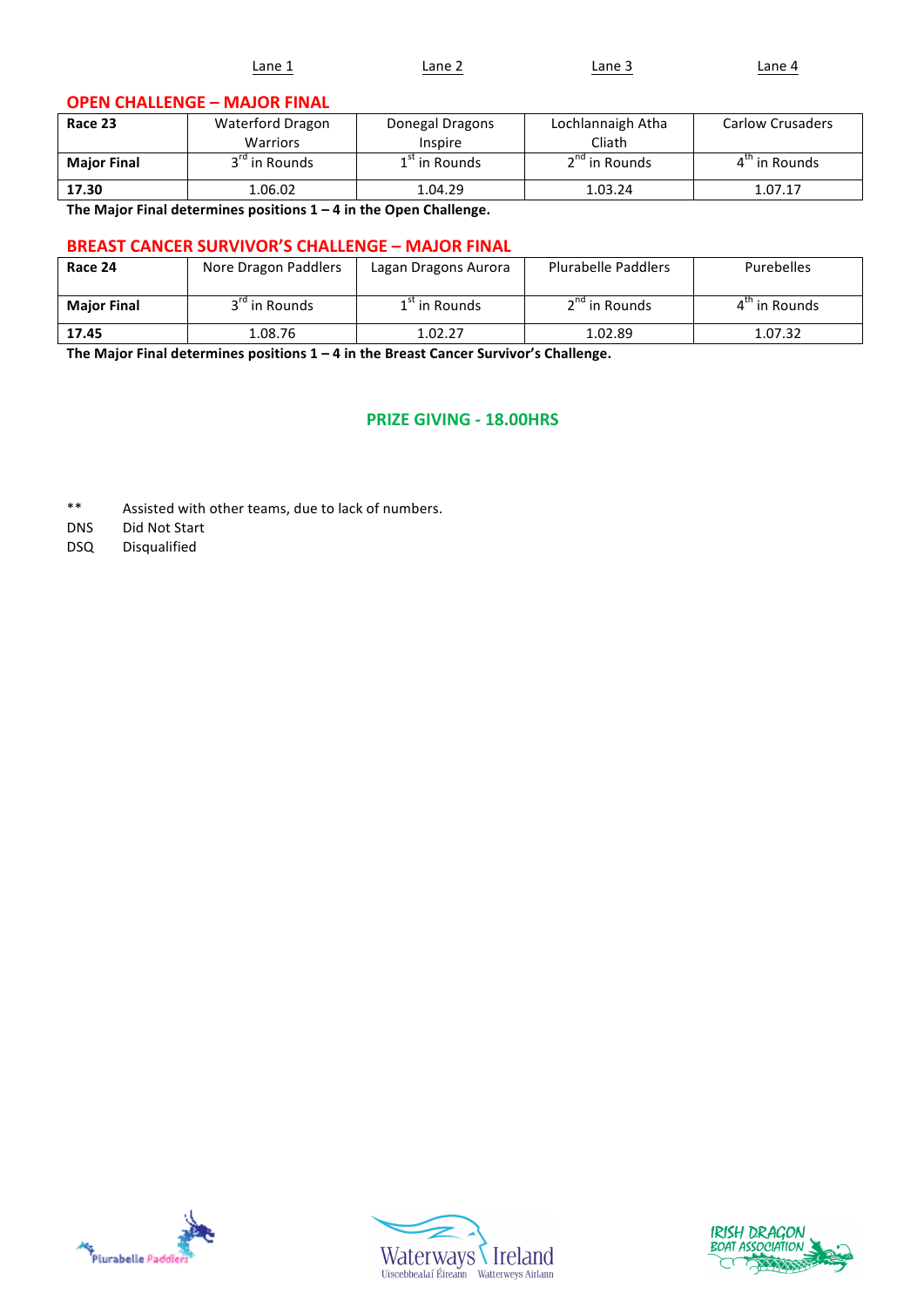| | Lane 1 | Lane 2 | Lane 3 | Lane 4 |
|---|---|---|---|---|

## OPEN CHALLENGE – MAJOR FINAL

| **Race 23** | Waterford Dragon Warriors | Donegal Dragons Inspire | Lochlannaigh Atha Cliath | Carlow Crusaders |
|---|---|---|---|---|
| **Major Final** | 3rd in Rounds | 1st in Rounds | 2nd in Rounds | 4th in Rounds |
| **17.30** | 1.06.02 | 1.04.29 | 1.03.24 | 1.07.17 |

**The Major Final determines positions 1 – 4 in the Open Challenge.**

## BREAST CANCER SURVIVOR'S CHALLENGE – MAJOR FINAL

| **Race 24** | Nore Dragon Paddlers | Lagan Dragons Aurora | Plurabelle Paddlers | Purebelles |
|---|---|---|---|---|
| **Major Final** | 3rd in Rounds | 1st in Rounds | 2nd in Rounds | 4th in Rounds |
| **17.45** | 1.08.76 | 1.02.27 | 1.02.89 | 1.07.32 |

**The Major Final determines positions 1 – 4 in the Breast Cancer Survivor's Challenge.**

## PRIZE GIVING - 18.00HRS

** Assisted with other teams, due to lack of numbers.

DNS Did Not Start

DSQ Disqualified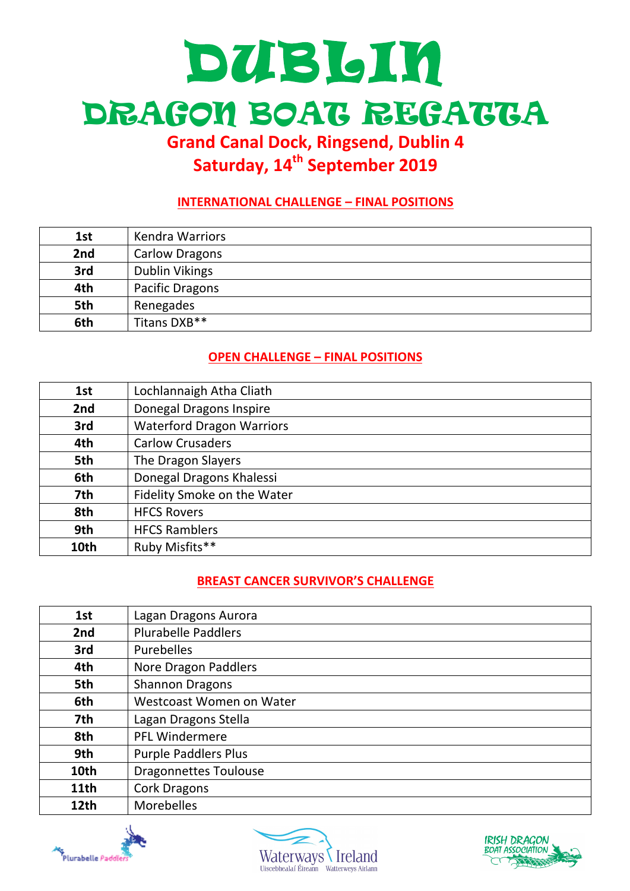# DUBLIN

# DRAGON BOAT REGATTA

## Grand Canal Dock, Ringsend, Dublin 4

## Saturday, 14th September 2019

### INTERNATIONAL CHALLENGE – FINAL POSITIONS

| | |
|---|---|
| **1st** | Kendra Warriors |
| **2nd** | Carlow Dragons |
| **3rd** | Dublin Vikings |
| **4th** | Pacific Dragons |
| **5th** | Renegades |
| **6th** | Titans DXB** |

### OPEN CHALLENGE – FINAL POSITIONS

| | |
|---|---|
| **1st** | Lochlannaigh Atha Cliath |
| **2nd** | Donegal Dragons Inspire |
| **3rd** | Waterford Dragon Warriors |
| **4th** | Carlow Crusaders |
| **5th** | The Dragon Slayers |
| **6th** | Donegal Dragons Khalessi |
| **7th** | Fidelity Smoke on the Water |
| **8th** | HFCS Rovers |
| **9th** | HFCS Ramblers |
| **10th** | Ruby Misfits** |

### BREAST CANCER SURVIVOR'S CHALLENGE

| | |
|---|---|
| **1st** | Lagan Dragons Aurora |
| **2nd** | Plurabelle Paddlers |
| **3rd** | Purebelles |
| **4th** | Nore Dragon Paddlers |
| **5th** | Shannon Dragons |
| **6th** | Westcoast Women on Water |
| **7th** | Lagan Dragons Stella |
| **8th** | PFL Windermere |
| **9th** | Purple Paddlers Plus |
| **10th** | Dragonnettes Toulouse |
| **11th** | Cork Dragons |
| **12th** | Morebelles |

Plurabelle Paddlers

Waterways Ireland
Uiscebhealaí Éireann Watterweys Airlann

IRISH DRAGON BOAT ASSOCIATION